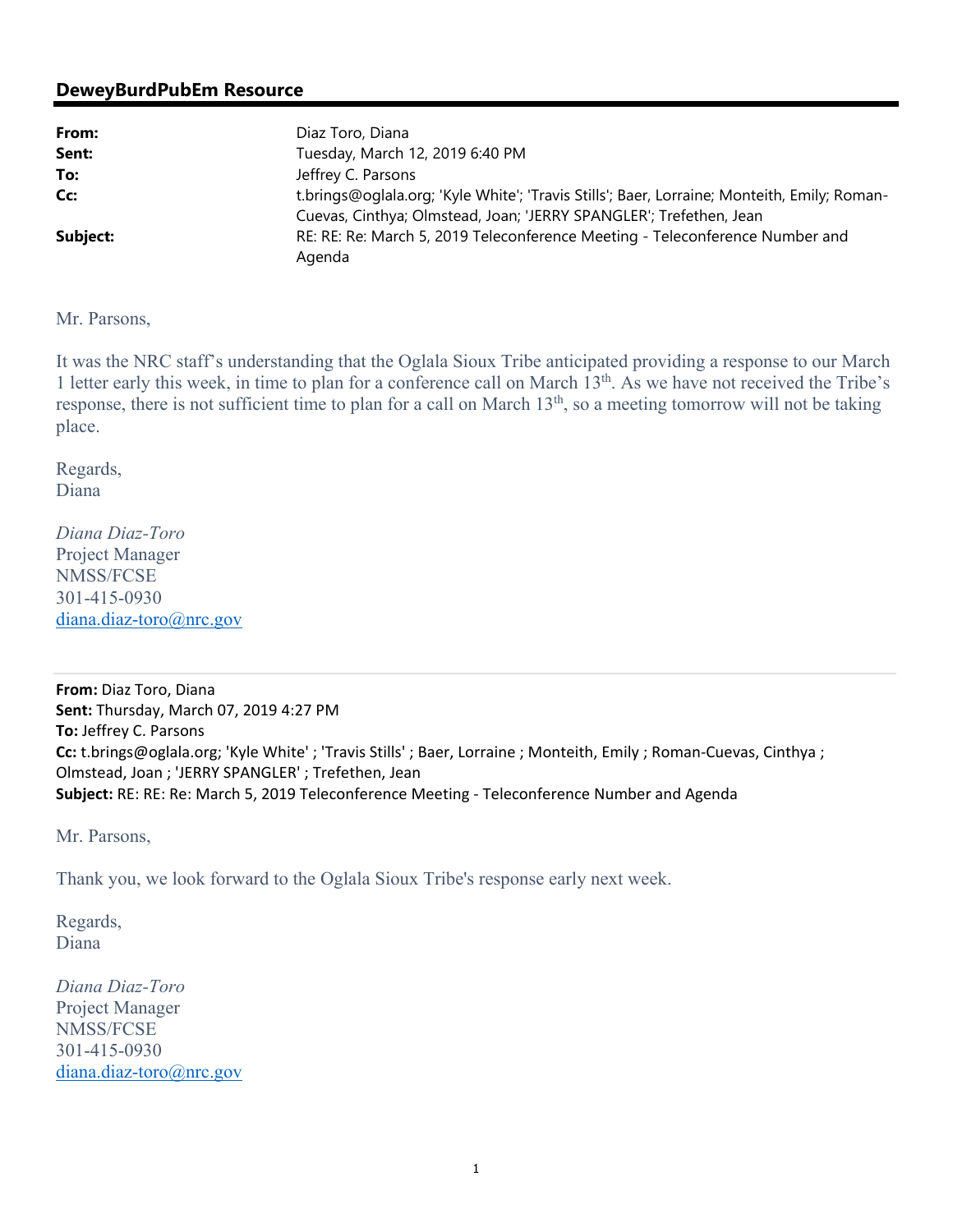## DeweyBurdPubEm Resource

| | |
|---|---|
| **From:** | Diaz Toro, Diana |
| **Sent:** | Tuesday, March 12, 2019 6:40 PM |
| **To:** | Jeffrey C. Parsons |
| **Cc:** | t.brings@oglala.org; 'Kyle White'; 'Travis Stills'; Baer, Lorraine; Monteith, Emily; Roman-Cuevas, Cinthya; Olmstead, Joan; 'JERRY SPANGLER'; Trefethen, Jean |
| **Subject:** | RE: RE: Re: March 5, 2019 Teleconference Meeting - Teleconference Number and Agenda |

Mr. Parsons,

It was the NRC staff's understanding that the Oglala Sioux Tribe anticipated providing a response to our March 1 letter early this week, in time to plan for a conference call on March 13th. As we have not received the Tribe's response, there is not sufficient time to plan for a call on March 13th, so a meeting tomorrow will not be taking place.

Regards,
Diana

*Diana Diaz-Toro*
Project Manager
NMSS/FCSE
301-415-0930
diana.diaz-toro@nrc.gov

---

**From:** Diaz Toro, Diana
**Sent:** Thursday, March 07, 2019 4:27 PM
**To:** Jeffrey C. Parsons
**Cc:** t.brings@oglala.org; 'Kyle White' ; 'Travis Stills' ; Baer, Lorraine ; Monteith, Emily ; Roman-Cuevas, Cinthya ; Olmstead, Joan ; 'JERRY SPANGLER' ; Trefethen, Jean
**Subject:** RE: RE: Re: March 5, 2019 Teleconference Meeting - Teleconference Number and Agenda

Mr. Parsons,

Thank you, we look forward to the Oglala Sioux Tribe's response early next week.

Regards,
Diana

*Diana Diaz-Toro*
Project Manager
NMSS/FCSE
301-415-0930
diana.diaz-toro@nrc.gov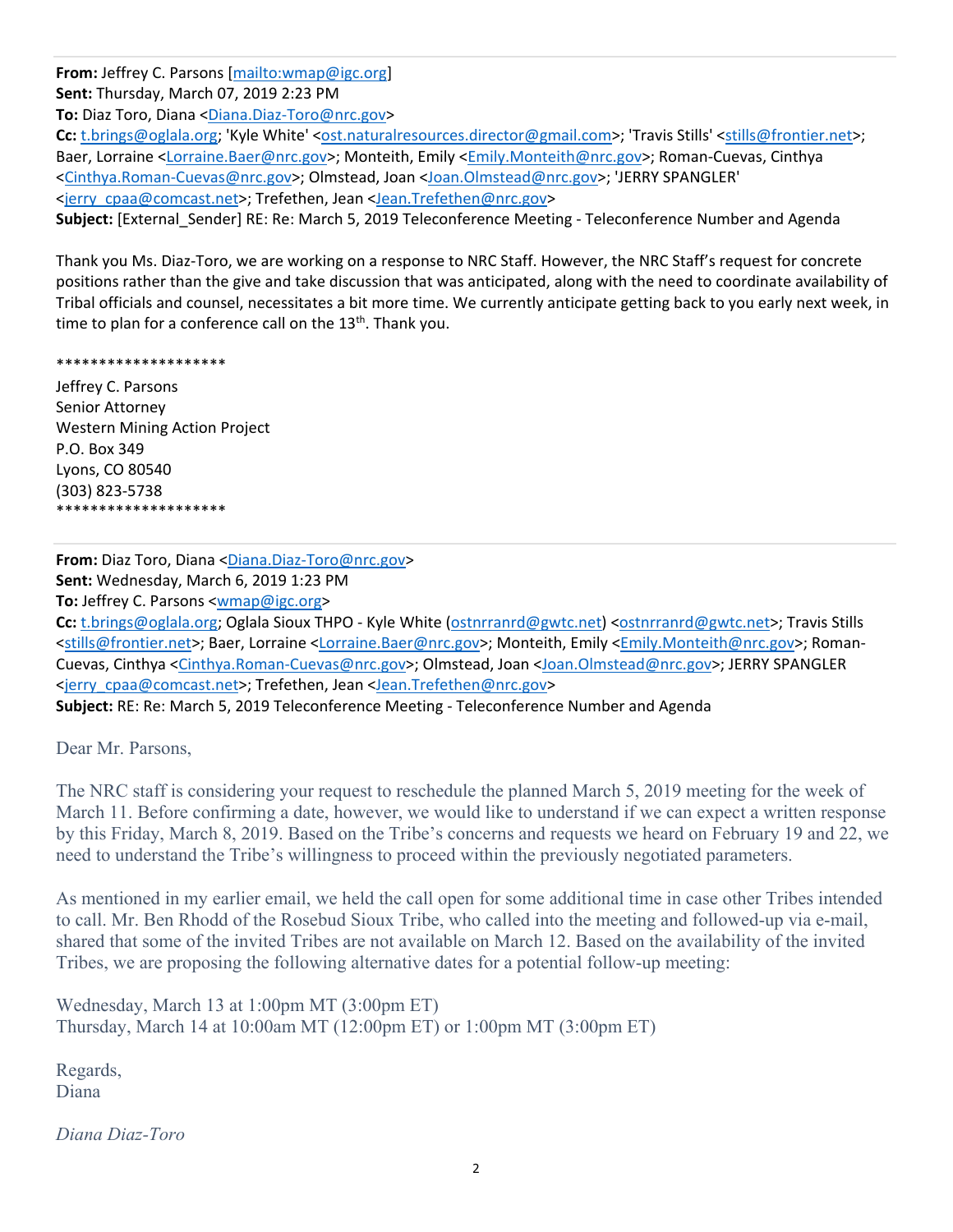**From:** Jeffrey C. Parsons [mailto:wmap@igc.org]
**Sent:** Thursday, March 07, 2019 2:23 PM
**To:** Diaz Toro, Diana <Diana.Diaz-Toro@nrc.gov>
**Cc:** t.brings@oglala.org; 'Kyle White' <ost.naturalresources.director@gmail.com>; 'Travis Stills' <stills@frontier.net>; Baer, Lorraine <Lorraine.Baer@nrc.gov>; Monteith, Emily <Emily.Monteith@nrc.gov>; Roman-Cuevas, Cinthya <Cinthya.Roman-Cuevas@nrc.gov>; Olmstead, Joan <Joan.Olmstead@nrc.gov>; 'JERRY SPANGLER' <jerry_cpaa@comcast.net>; Trefethen, Jean <Jean.Trefethen@nrc.gov>
**Subject:** [External_Sender] RE: Re: March 5, 2019 Teleconference Meeting - Teleconference Number and Agenda

Thank you Ms. Diaz-Toro, we are working on a response to NRC Staff. However, the NRC Staff's request for concrete positions rather than the give and take discussion that was anticipated, along with the need to coordinate availability of Tribal officials and counsel, necessitates a bit more time. We currently anticipate getting back to you early next week, in time to plan for a conference call on the 13th. Thank you.

********************

Jeffrey C. Parsons
Senior Attorney
Western Mining Action Project
P.O. Box 349
Lyons, CO 80540
(303) 823-5738

********************

---

**From:** Diaz Toro, Diana <Diana.Diaz-Toro@nrc.gov>
**Sent:** Wednesday, March 6, 2019 1:23 PM
**To:** Jeffrey C. Parsons <wmap@igc.org>
**Cc:** t.brings@oglala.org; Oglala Sioux THPO - Kyle White (ostnrranrd@gwtc.net) <ostnrranrd@gwtc.net>; Travis Stills <stills@frontier.net>; Baer, Lorraine <Lorraine.Baer@nrc.gov>; Monteith, Emily <Emily.Monteith@nrc.gov>; Roman-Cuevas, Cinthya <Cinthya.Roman-Cuevas@nrc.gov>; Olmstead, Joan <Joan.Olmstead@nrc.gov>; JERRY SPANGLER <jerry_cpaa@comcast.net>; Trefethen, Jean <Jean.Trefethen@nrc.gov>
**Subject:** RE: Re: March 5, 2019 Teleconference Meeting - Teleconference Number and Agenda

Dear Mr. Parsons,

The NRC staff is considering your request to reschedule the planned March 5, 2019 meeting for the week of March 11. Before confirming a date, however, we would like to understand if we can expect a written response by this Friday, March 8, 2019. Based on the Tribe's concerns and requests we heard on February 19 and 22, we need to understand the Tribe's willingness to proceed within the previously negotiated parameters.

As mentioned in my earlier email, we held the call open for some additional time in case other Tribes intended to call. Mr. Ben Rhodd of the Rosebud Sioux Tribe, who called into the meeting and followed-up via e-mail, shared that some of the invited Tribes are not available on March 12. Based on the availability of the invited Tribes, we are proposing the following alternative dates for a potential follow-up meeting:

Wednesday, March 13 at 1:00pm MT (3:00pm ET)
Thursday, March 14 at 10:00am MT (12:00pm ET) or 1:00pm MT (3:00pm ET)

Regards,
Diana

*Diana Diaz-Toro*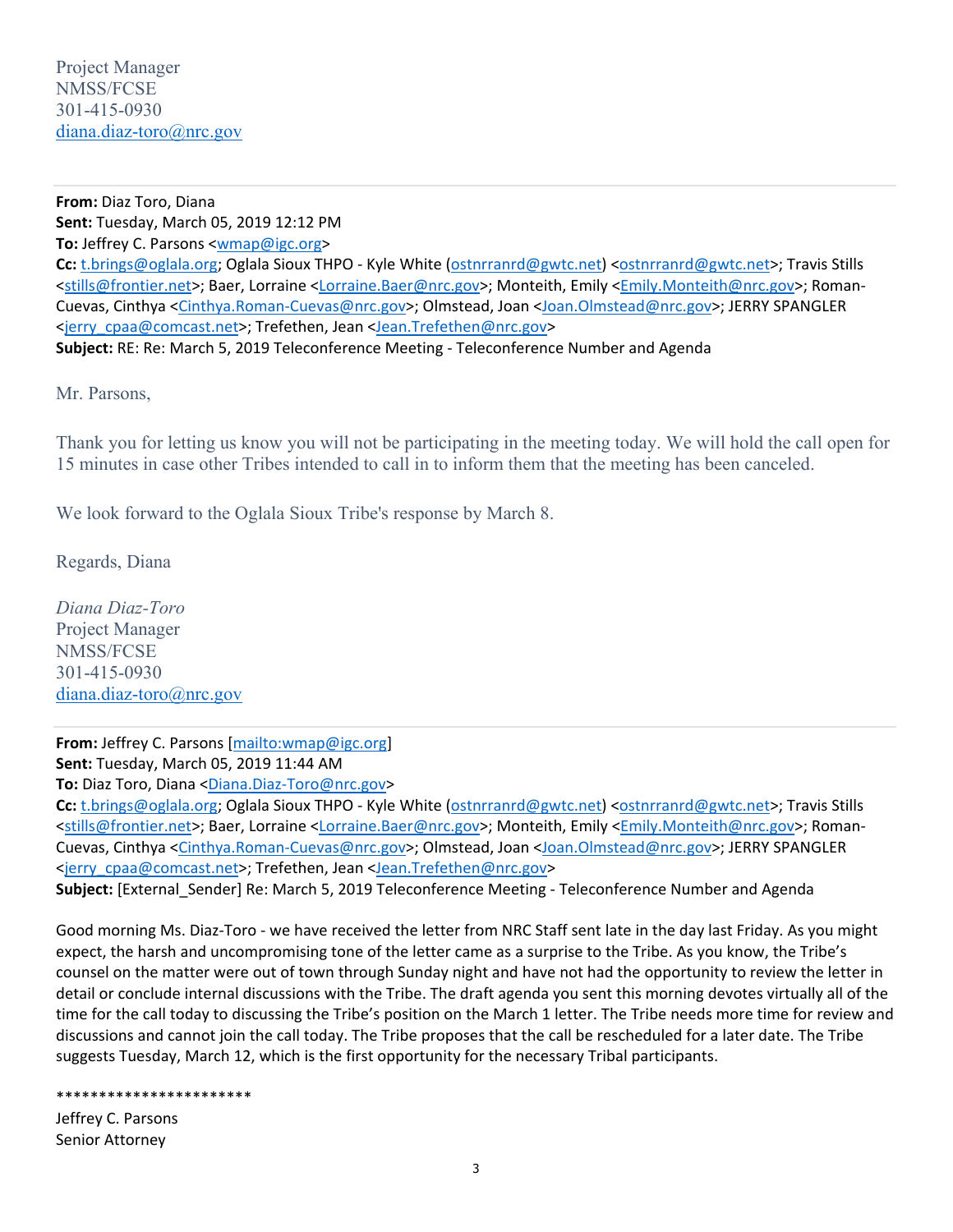Project Manager
NMSS/FCSE
301-415-0930
diana.diaz-toro@nrc.gov

---

**From:** Diaz Toro, Diana
**Sent:** Tuesday, March 05, 2019 12:12 PM
**To:** Jeffrey C. Parsons <wmap@igc.org>
**Cc:** t.brings@oglala.org; Oglala Sioux THPO - Kyle White (ostnrranrd@gwtc.net) <ostnrranrd@gwtc.net>; Travis Stills <stills@frontier.net>; Baer, Lorraine <Lorraine.Baer@nrc.gov>; Monteith, Emily <Emily.Monteith@nrc.gov>; Roman-Cuevas, Cinthya <Cinthya.Roman-Cuevas@nrc.gov>; Olmstead, Joan <Joan.Olmstead@nrc.gov>; JERRY SPANGLER <jerry_cpaa@comcast.net>; Trefethen, Jean <Jean.Trefethen@nrc.gov>
**Subject:** RE: Re: March 5, 2019 Teleconference Meeting - Teleconference Number and Agenda

Mr. Parsons,

Thank you for letting us know you will not be participating in the meeting today. We will hold the call open for 15 minutes in case other Tribes intended to call in to inform them that the meeting has been canceled.

We look forward to the Oglala Sioux Tribe's response by March 8.

Regards, Diana

*Diana Diaz-Toro*
Project Manager
NMSS/FCSE
301-415-0930
diana.diaz-toro@nrc.gov

---

**From:** Jeffrey C. Parsons [mailto:wmap@igc.org]
**Sent:** Tuesday, March 05, 2019 11:44 AM
**To:** Diaz Toro, Diana <Diana.Diaz-Toro@nrc.gov>
**Cc:** t.brings@oglala.org; Oglala Sioux THPO - Kyle White (ostnrranrd@gwtc.net) <ostnrranrd@gwtc.net>; Travis Stills <stills@frontier.net>; Baer, Lorraine <Lorraine.Baer@nrc.gov>; Monteith, Emily <Emily.Monteith@nrc.gov>; Roman-Cuevas, Cinthya <Cinthya.Roman-Cuevas@nrc.gov>; Olmstead, Joan <Joan.Olmstead@nrc.gov>; JERRY SPANGLER <jerry_cpaa@comcast.net>; Trefethen, Jean <Jean.Trefethen@nrc.gov>
**Subject:** [External_Sender] Re: March 5, 2019 Teleconference Meeting - Teleconference Number and Agenda

Good morning Ms. Diaz-Toro - we have received the letter from NRC Staff sent late in the day last Friday. As you might expect, the harsh and uncompromising tone of the letter came as a surprise to the Tribe. As you know, the Tribe's counsel on the matter were out of town through Sunday night and have not had the opportunity to review the letter in detail or conclude internal discussions with the Tribe. The draft agenda you sent this morning devotes virtually all of the time for the call today to discussing the Tribe's position on the March 1 letter. The Tribe needs more time for review and discussions and cannot join the call today. The Tribe proposes that the call be rescheduled for a later date. The Tribe suggests Tuesday, March 12, which is the first opportunity for the necessary Tribal participants.

***********************

Jeffrey C. Parsons
Senior Attorney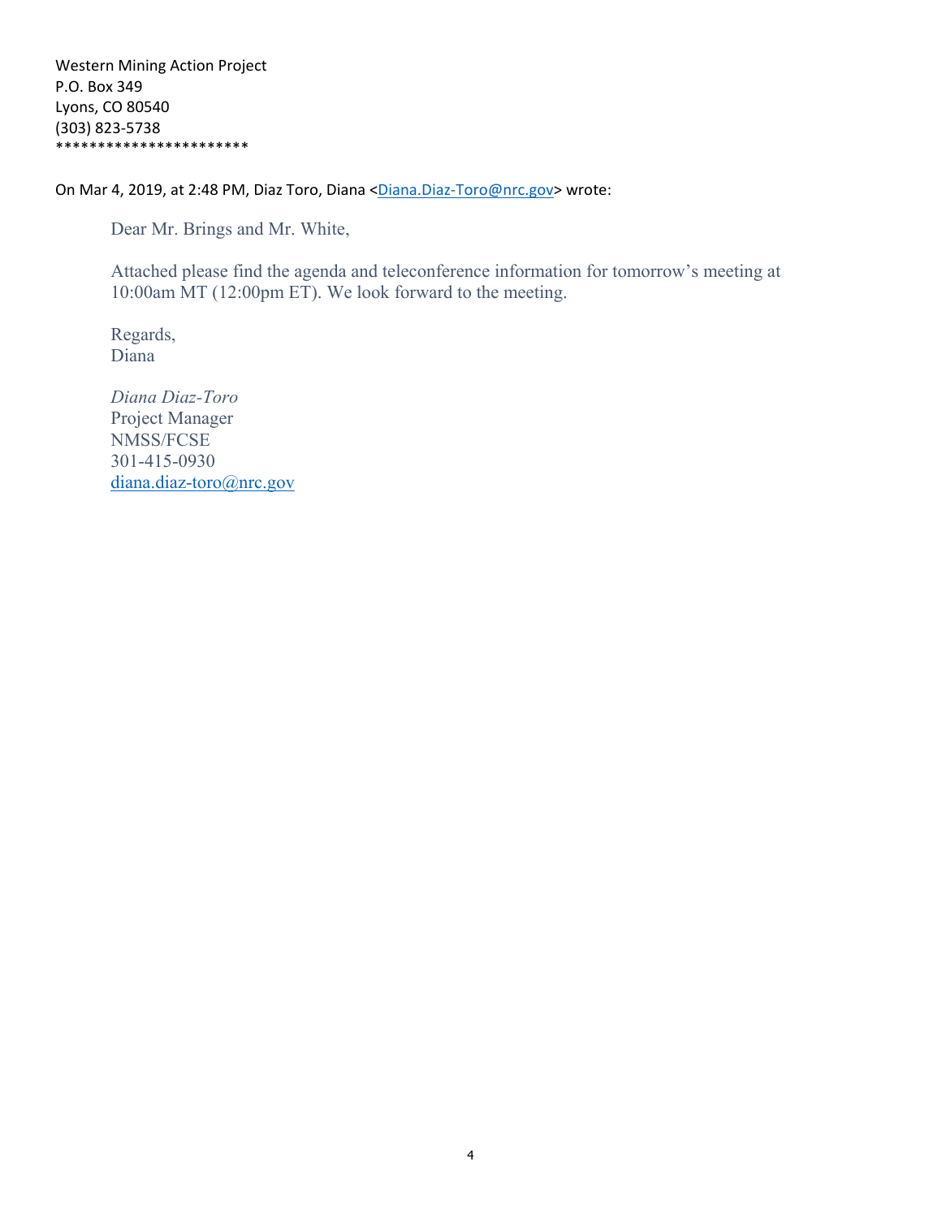Western Mining Action Project
P.O. Box 349
Lyons, CO 80540
(303) 823-5738
**********************

On Mar 4, 2019, at 2:48 PM, Diaz Toro, Diana <Diana.Diaz-Toro@nrc.gov> wrote:

> Dear Mr. Brings and Mr. White,
>
> Attached please find the agenda and teleconference information for tomorrow's meeting at 10:00am MT (12:00pm ET). We look forward to the meeting.
>
> Regards,
> Diana
>
> *Diana Diaz-Toro*
> Project Manager
> NMSS/FCSE
> 301-415-0930
> diana.diaz-toro@nrc.gov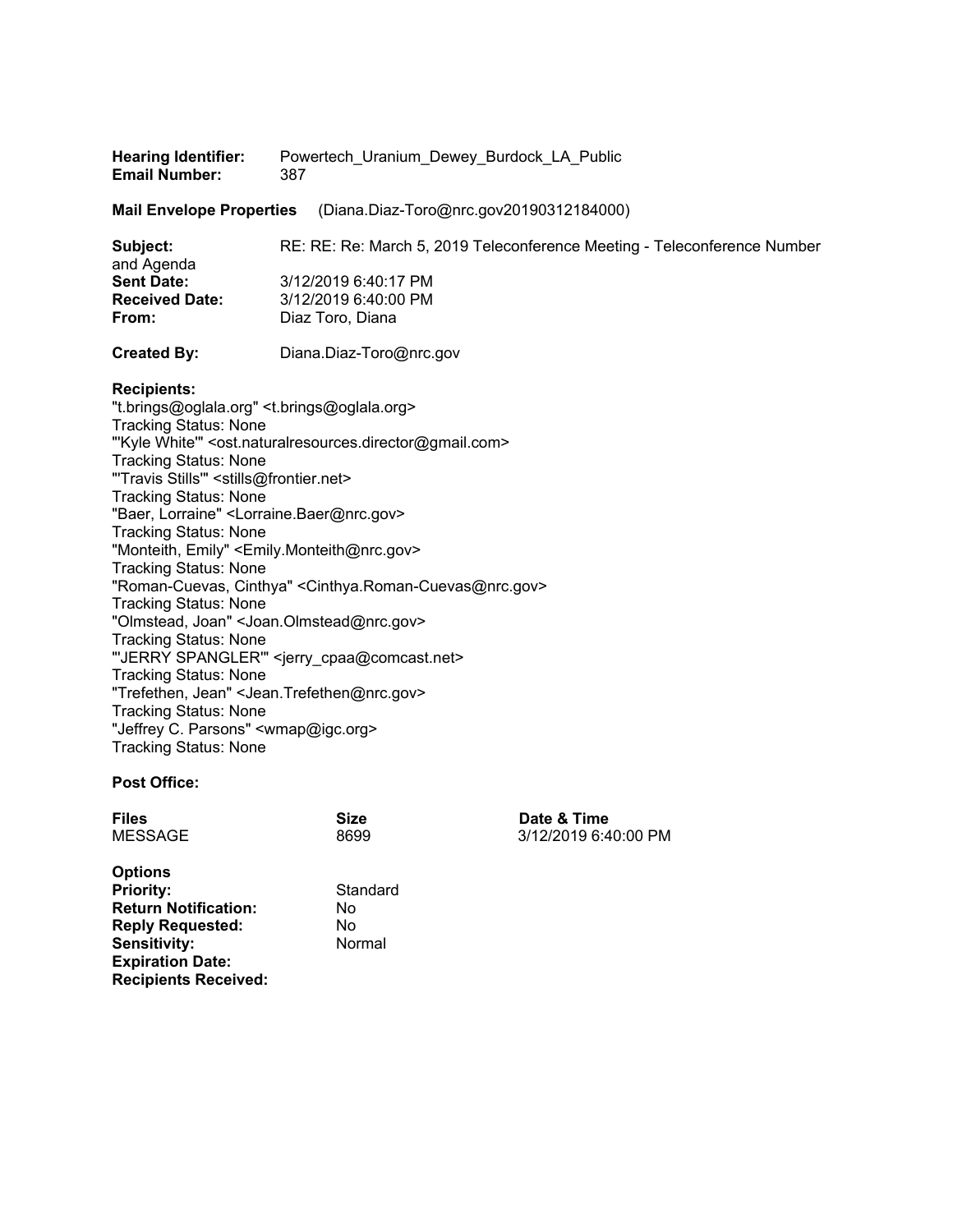**Hearing Identifier:** Powertech_Uranium_Dewey_Burdock_LA_Public
**Email Number:** 387

**Mail Envelope Properties** (Diana.Diaz-Toro@nrc.gov20190312184000)

**Subject:** RE: RE: Re: March 5, 2019 Teleconference Meeting - Teleconference Number and Agenda
**Sent Date:** 3/12/2019 6:40:17 PM
**Received Date:** 3/12/2019 6:40:00 PM
**From:** Diaz Toro, Diana

**Created By:** Diana.Diaz-Toro@nrc.gov

**Recipients:**
"t.brings@oglala.org" <t.brings@oglala.org>
Tracking Status: None
"'Kyle White'" <ost.naturalresources.director@gmail.com>
Tracking Status: None
"'Travis Stills'" <stills@frontier.net>
Tracking Status: None
"Baer, Lorraine" <Lorraine.Baer@nrc.gov>
Tracking Status: None
"Monteith, Emily" <Emily.Monteith@nrc.gov>
Tracking Status: None
"Roman-Cuevas, Cinthya" <Cinthya.Roman-Cuevas@nrc.gov>
Tracking Status: None
"Olmstead, Joan" <Joan.Olmstead@nrc.gov>
Tracking Status: None
"'JERRY SPANGLER'" <jerry_cpaa@comcast.net>
Tracking Status: None
"Trefethen, Jean" <Jean.Trefethen@nrc.gov>
Tracking Status: None
"Jeffrey C. Parsons" <wmap@igc.org>
Tracking Status: None

**Post Office:**

| **Files** | **Size** | **Date & Time** |
|---|---|---|
| MESSAGE | 8699 | 3/12/2019 6:40:00 PM |

**Options**
**Priority:** Standard
**Return Notification:** No
**Reply Requested:** No
**Sensitivity:** Normal
**Expiration Date:**
**Recipients Received:**